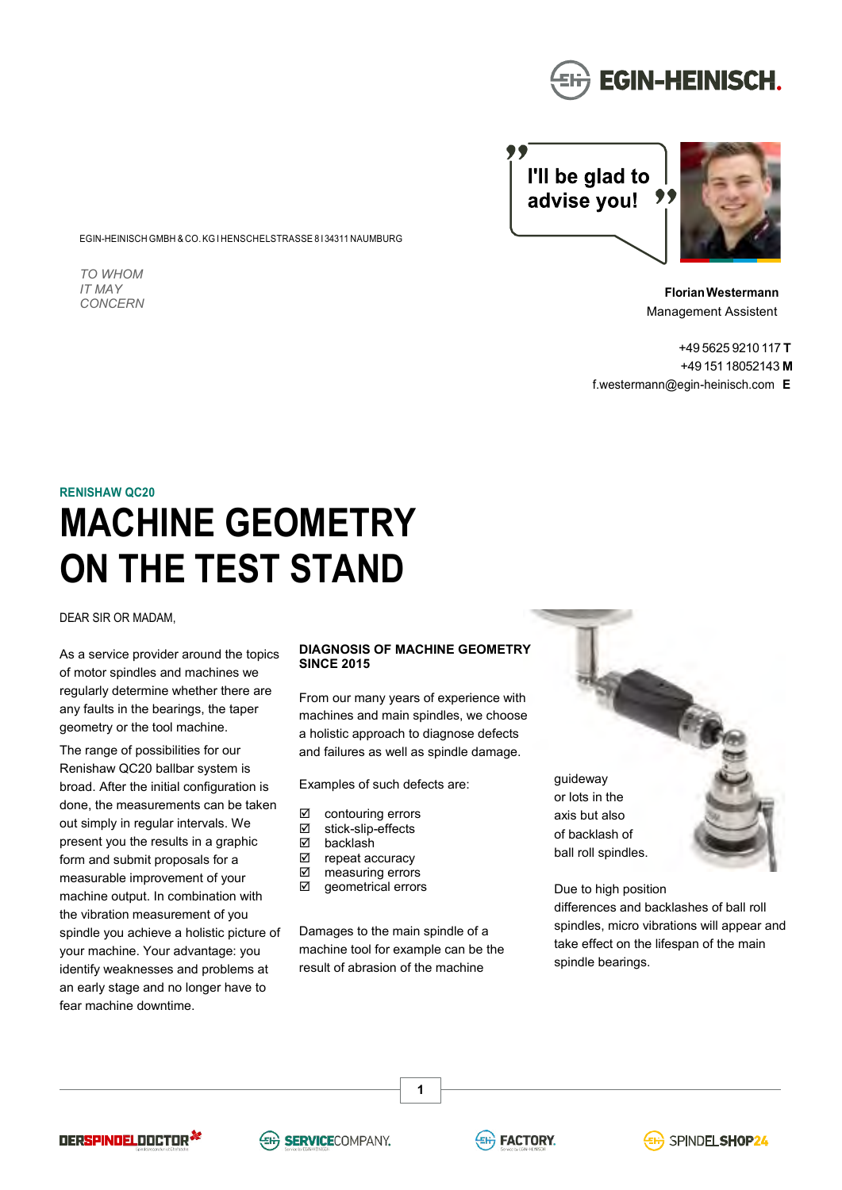EGIN-HEINISCH GMBH & CO. KG I HENSCHELSTRASSE 8 I 34311 NAUMBURG

*TO WHOM IT MAY CONCERN*

"I'll be glad to advise you!"

**Florian Westermann**
Management Assistent

+49 5625 9210 117 **T**
+49 151 18052143 **M**
f.westermann@egin-heinisch.com **E**

**RENISHAW QC20**

# MACHINE GEOMETRY ON THE TEST STAND

DEAR SIR OR MADAM,

As a service provider around the topics of motor spindles and machines we regularly determine whether there are any faults in the bearings, the taper geometry or the tool machine.

The range of possibilities for our Renishaw QC20 ballbar system is broad. After the initial configuration is done, the measurements can be taken out simply in regular intervals. We present you the results in a graphic form and submit proposals for a measurable improvement of your machine output. In combination with the vibration measurement of you spindle you achieve a holistic picture of your machine. Your advantage: you identify weaknesses and problems at an early stage and no longer have to fear machine downtime.

**DIAGNOSIS OF MACHINE GEOMETRY SINCE 2015**

From our many years of experience with machines and main spindles, we choose a holistic approach to diagnose defects and failures as well as spindle damage.

Examples of such defects are:

- ☑ contouring errors
- ☑ stick-slip-effects
- ☑ backlash
- ☑ repeat accuracy
- ☑ measuring errors
- ☑ geometrical errors

Damages to the main spindle of a machine tool for example can be the result of abrasion of the machine guideway or lots in the axis but also of backlash of ball roll spindles.

Due to high position differences and backlashes of ball roll spindles, micro vibrations will appear and take effect on the lifespan of the main spindle bearings.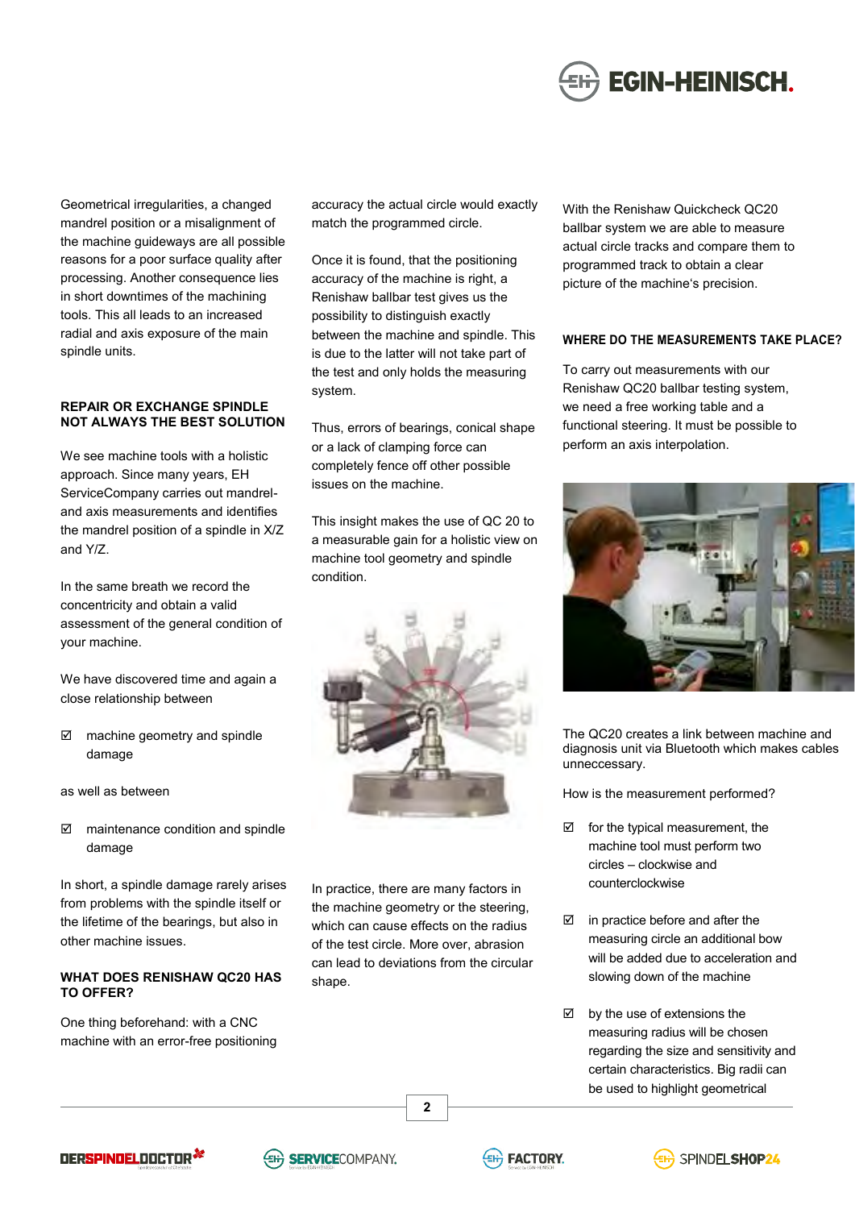Geometrical irregularities, a changed mandrel position or a misalignment of the machine guideways are all possible reasons for a poor surface quality after processing. Another consequence lies in short downtimes of the machining tools. This all leads to an increased radial and axis exposure of the main spindle units.

## REPAIR OR EXCHANGE SPINDLE NOT ALWAYS THE BEST SOLUTION

We see machine tools with a holistic approach. Since many years, EH ServiceCompany carries out mandrel- and axis measurements and identifies the mandrel position of a spindle in X/Z and Y/Z.

In the same breath we record the concentricity and obtain a valid assessment of the general condition of your machine.

We have discovered time and again a close relationship between

- ☑ machine geometry and spindle damage

as well as between

- ☑ maintenance condition and spindle damage

In short, a spindle damage rarely arises from problems with the spindle itself or the lifetime of the bearings, but also in other machine issues.

## WHAT DOES RENISHAW QC20 HAS TO OFFER?

One thing beforehand: with a CNC machine with an error-free positioning accuracy the actual circle would exactly match the programmed circle.

Once it is found, that the positioning accuracy of the machine is right, a Renishaw ballbar test gives us the possibility to distinguish exactly between the machine and spindle. This is due to the latter will not take part of the test and only holds the measuring system.

Thus, errors of bearings, conical shape or a lack of clamping force can completely fence off other possible issues on the machine.

This insight makes the use of QC 20 to a measurable gain for a holistic view on machine tool geometry and spindle condition.

In practice, there are many factors in the machine geometry or the steering, which can cause effects on the radius of the test circle. More over, abrasion can lead to deviations from the circular shape.

With the Renishaw Quickcheck QC20 ballbar system we are able to measure actual circle tracks and compare them to programmed track to obtain a clear picture of the machine's precision.

## WHERE DO THE MEASUREMENTS TAKE PLACE?

To carry out measurements with our Renishaw QC20 ballbar testing system, we need a free working table and a functional steering. It must be possible to perform an axis interpolation.

The QC20 creates a link between machine and diagnosis unit via Bluetooth which makes cables unneccessary.

How is the measurement performed?

- ☑ for the typical measurement, the machine tool must perform two circles – clockwise and counterclockwise
- ☑ in practice before and after the measuring circle an additional bow will be added due to acceleration and slowing down of the machine
- ☑ by the use of extensions the measuring radius will be chosen regarding the size and sensitivity and certain characteristics. Big radii can be used to highlight geometrical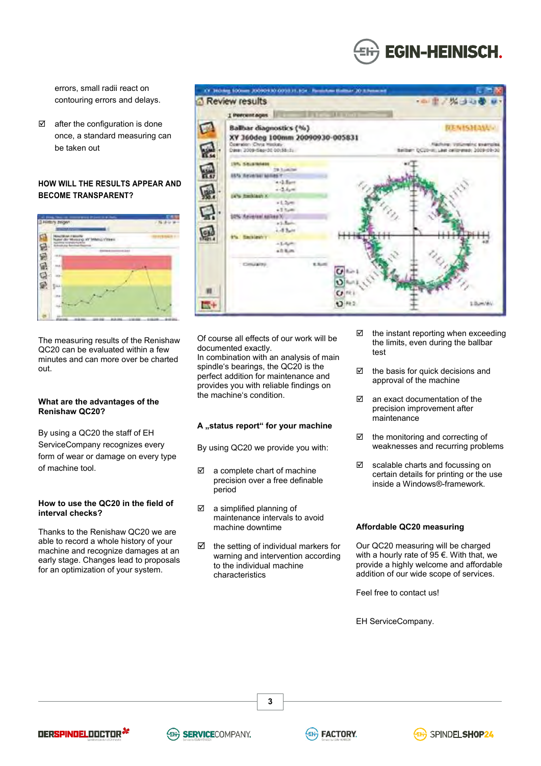errors, small radii react on contouring errors and delays.

☑ after the configuration is done once, a standard measuring can be taken out

### HOW WILL THE RESULTS APPEAR AND BECOME TRANSPARENT?

The measuring results of the Renishaw QC20 can be evaluated within a few minutes and can more over be charted out.

**What are the advantages of the Renishaw QC20?**

By using a QC20 the staff of EH ServiceCompany recognizes every form of wear or damage on every type of machine tool.

**How to use the QC20 in the field of interval checks?**

Thanks to the Renishaw QC20 we are able to record a whole history of your machine and recognize damages at an early stage. Changes lead to proposals for an optimization of your system.

Of course all effects of our work will be documented exactly.
In combination with an analysis of main spindle's bearings, the QC20 is the perfect addition for maintenance and provides you with reliable findings on the machine's condition.

**A „status report" for your machine**

By using QC20 we provide you with:

☑ a complete chart of machine precision over a free definable period

☑ a simplified planning of maintenance intervals to avoid machine downtime

☑ the setting of individual markers for warning and intervention according to the individual machine characteristics

☑ the instant reporting when exceeding the limits, even during the ballbar test

☑ the basis for quick decisions and approval of the machine

☑ an exact documentation of the precision improvement after maintenance

☑ the monitoring and correcting of weaknesses and recurring problems

☑ scalable charts and focussing on certain details for printing or the use inside a Windows®-framework.

**Affordable QC20 measuring**

Our QC20 measuring will be charged with a hourly rate of 95 €. With that, we provide a highly welcome and affordable addition of our wide scope of services.

Feel free to contact us!

EH ServiceCompany.